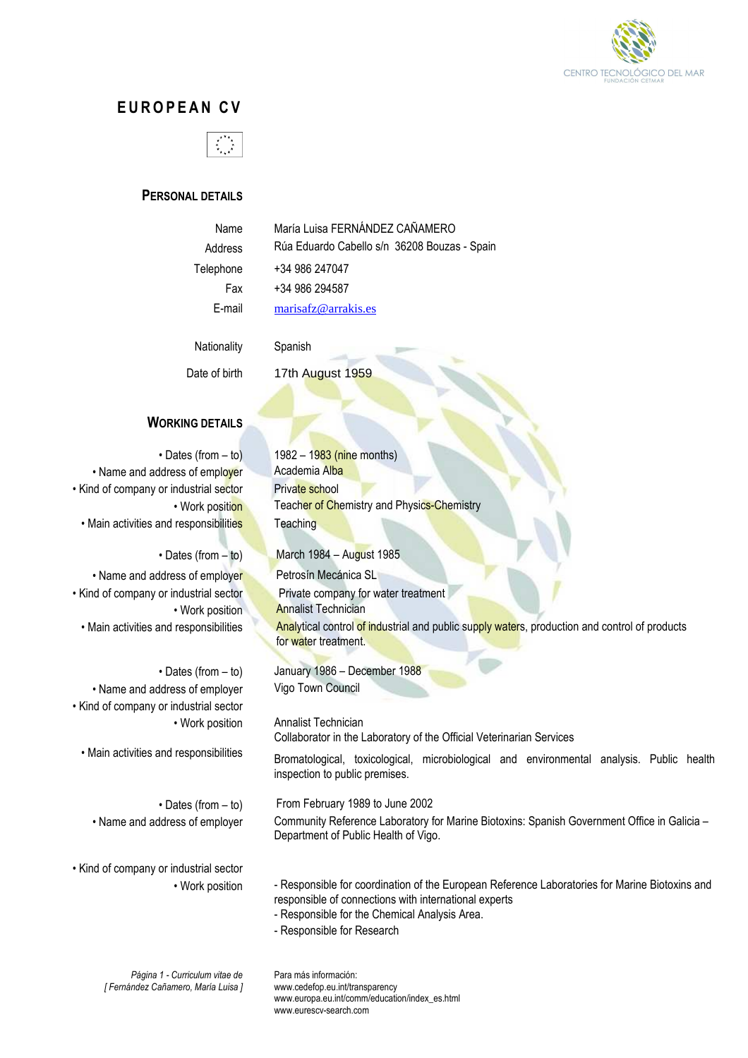# EUROPEAN CV

## Personal details

| | |
|---|---|
| Name | María Luisa FERNÁNDEZ CAÑAMERO |
| Address | Rúa Eduardo Cabello s/n 36208 Bouzas - Spain |
| Telephone | +34 986 247047 |
| Fax | +34 986 294587 |
| E-mail | marisafz@arrakis.es |
| Nationality | Spanish |
| Date of birth | 17th August 1959 |

## Working details

| | |
|---|---|
| • Dates (from – to) | 1982 – 1983 (nine months) |
| • Name and address of employer | Academia Alba |
| • Kind of company or industrial sector | Private school |
| • Work position | Teacher of Chemistry and Physics-Chemistry |
| • Main activities and responsibilities | Teaching |

| | |
|---|---|
| • Dates (from – to) | March 1984 – August 1985 |
| • Name and address of employer | Petrosín Mecánica SL |
| • Kind of company or industrial sector | Private company for water treatment |
| • Work position | Annalist Technician |
| • Main activities and responsibilities | Analytical control of industrial and public supply waters, production and control of products for water treatment. |

| | |
|---|---|
| • Dates (from – to) | January 1986 – December 1988 |
| • Name and address of employer | Vigo Town Council |
| • Kind of company or industrial sector | |
| • Work position | Annalist Technician<br>Collaborator in the Laboratory of the Official Veterinarian Services |
| • Main activities and responsibilities | Bromatological, toxicological, microbiological and environmental analysis. Public health inspection to public premises. |

| | |
|---|---|
| • Dates (from – to) | From February 1989 to June 2002 |
| • Name and address of employer | Community Reference Laboratory for Marine Biotoxins: Spanish Government Office in Galicia – Department of Public Health of Vigo. |
| • Kind of company or industrial sector | |
| • Work position | - Responsible for coordination of the European Reference Laboratories for Marine Biotoxins and responsible of connections with international experts<br>- Responsible for the Chemical Analysis Area.<br>- Responsible for Research |

*Página 1 - Curriculum vitae de [ Fernández Cañamero, María Luisa ]*

Para más información:
www.cedefop.eu.int/transparency
www.europa.eu.int/comm/education/index_es.html
www.eurescv-search.com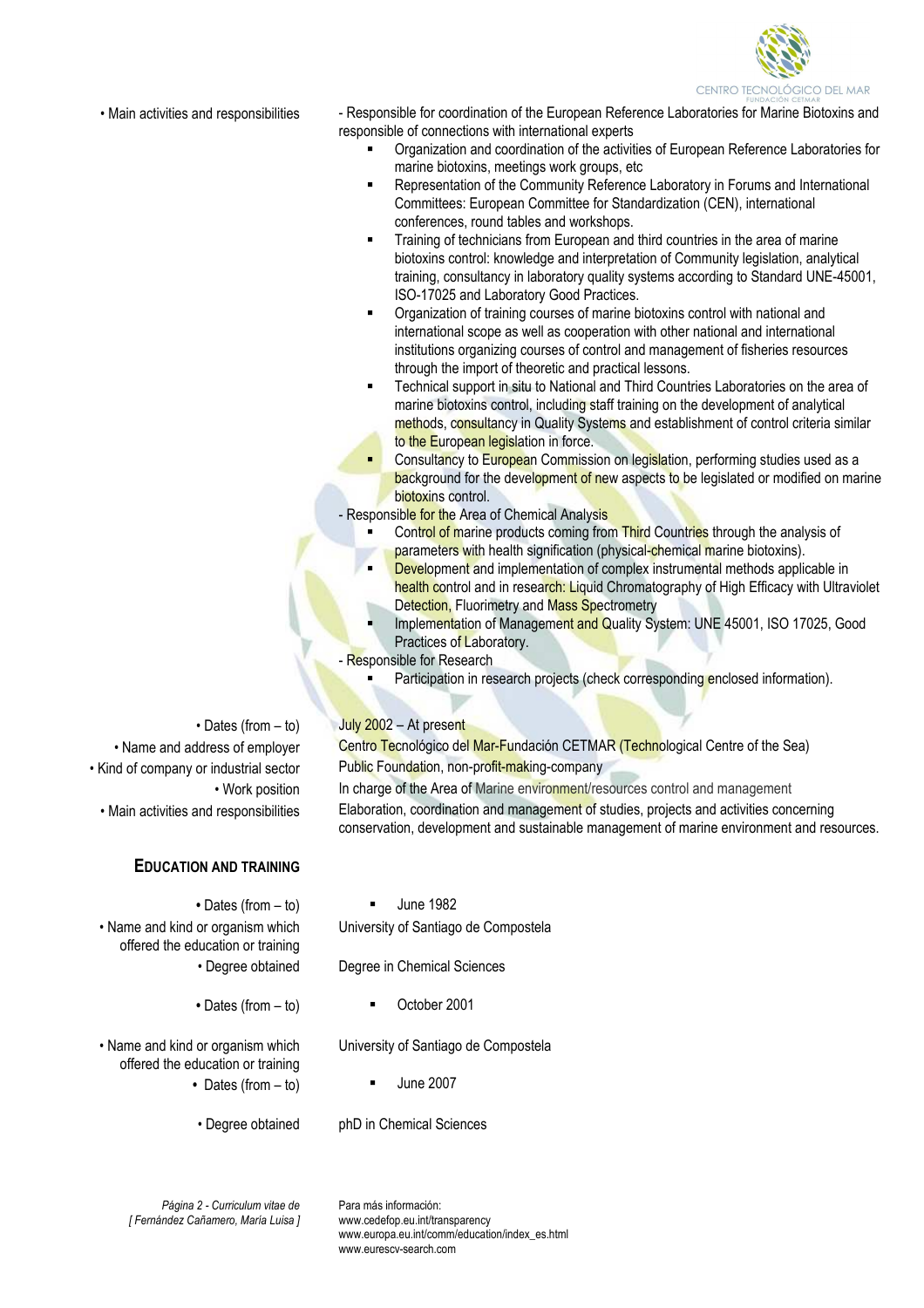• Main activities and responsibilities

- Responsible for coordination of the European Reference Laboratories for Marine Biotoxins and responsible of connections with international experts
  - Organization and coordination of the activities of European Reference Laboratories for marine biotoxins, meetings work groups, etc
  - Representation of the Community Reference Laboratory in Forums and International Committees: European Committee for Standardization (CEN), international conferences, round tables and workshops.
  - Training of technicians from European and third countries in the area of marine biotoxins control: knowledge and interpretation of Community legislation, analytical training, consultancy in laboratory quality systems according to Standard UNE-45001, ISO-17025 and Laboratory Good Practices.
  - Organization of training courses of marine biotoxins control with national and international scope as well as cooperation with other national and international institutions organizing courses of control and management of fisheries resources through the import of theoretic and practical lessons.
  - Technical support in situ to National and Third Countries Laboratories on the area of marine biotoxins control, including staff training on the development of analytical methods, consultancy in Quality Systems and establishment of control criteria similar to the European legislation in force.
  - Consultancy to European Commission on legislation, performing studies used as a background for the development of new aspects to be legislated or modified on marine biotoxins control.
- Responsible for the Area of Chemical Analysis
  - Control of marine products coming from Third Countries through the analysis of parameters with health signification (physical-chemical marine biotoxins).
  - Development and implementation of complex instrumental methods applicable in health control and in research: Liquid Chromatography of High Efficacy with Ultraviolet Detection, Fluorimetry and Mass Spectrometry
  - Implementation of Management and Quality System: UNE 45001, ISO 17025, Good Practices of Laboratory.
- Responsible for Research
  - Participation in research projects (check corresponding enclosed information).

• Dates (from – to): July 2002 – At present

• Name and address of employer: Centro Tecnológico del Mar-Fundación CETMAR (Technological Centre of the Sea)

• Kind of company or industrial sector: Public Foundation, non-profit-making-company

• Work position: In charge of the Area of Marine environment/resources control and management

• Main activities and responsibilities: Elaboration, coordination and management of studies, projects and activities concerning conservation, development and sustainable management of marine environment and resources.

## EDUCATION AND TRAINING

• Dates (from – to): June 1982

• Name and kind or organism which offered the education or training: University of Santiago de Compostela

• Degree obtained: Degree in Chemical Sciences

• Dates (from – to): October 2001

• Name and kind or organism which offered the education or training: University of Santiago de Compostela

• Dates (from – to): June 2007

• Degree obtained: phD in Chemical Sciences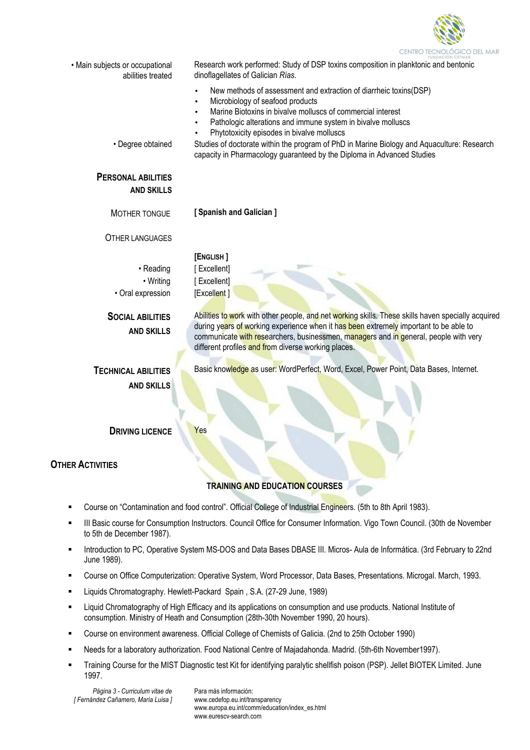| | |
|---|---|
| • Main subjects or occupational abilities treated | Research work performed: Study of DSP toxins composition in planktonic and bentonic dinoflagellates of Galician *Rías*. |
| | • New methods of assessment and extraction of diarrheic toxins(DSP)<br>• Microbiology of seafood products<br>• Marine Biotoxins in bivalve molluscs of commercial interest<br>• Pathologic alterations and immune system in bivalve molluscs<br>• Phytotoxicity episodes in bivalve molluscs |
| • Degree obtained | Studies of doctorate within the program of PhD in Marine Biology and Aquaculture: Research capacity in Pharmacology guaranteed by the Diploma in Advanced Studies |

## PERSONAL ABILITIES AND SKILLS

| | |
|---|---|
| MOTHER TONGUE | **[ Spanish and Galician ]** |
| OTHER LANGUAGES | |
| | **[ENGLISH ]** |
| • Reading | [ Excellent] |
| • Writing | [ Excellent] |
| • Oral expression | [Excellent ] |

| | |
|---|---|
| **SOCIAL ABILITIES AND SKILLS** | Abilities to work with other people, and net working skills. These skills haven specially acquired during years of working experience when it has been extremely important to be able to communicate with researchers, businessmen, managers and in general, people with very different profiles and from diverse working places. |
| **TECHNICAL ABILITIES AND SKILLS** | Basic knowledge as user: WordPerfect, Word, Excel, Power Point, Data Bases, Internet. |
| **DRIVING LICENCE** | Yes |

## OTHER ACTIVITIES

### TRAINING AND EDUCATION COURSES

- Course on "Contamination and food control". Official College of Industrial Engineers. (5th to 8th April 1983).
- III Basic course for Consumption Instructors. Council Office for Consumer Information. Vigo Town Council. (30th de November to 5th de December 1987).
- Introduction to PC, Operative System MS-DOS and Data Bases DBASE III. Micros- Aula de Informática. (3rd February to 22nd June 1989).
- Course on Office Computerization: Operative System, Word Processor, Data Bases, Presentations. Microgal. March, 1993.
- Liquids Chromatography. Hewlett-Packard Spain , S.A. (27-29 June, 1989)
- Liquid Chromatography of High Efficacy and its applications on consumption and use products. National Institute of consumption. Ministry of Heath and Consumption (28th-30th November 1990, 20 hours).
- Course on environment awareness. Official College of Chemists of Galicia. (2nd to 25th October 1990)
- Needs for a laboratory authorization. Food National Centre of Majadahonda. Madrid. (5th-6th November1997).
- Training Course for the MIST Diagnostic test Kit for identifying paralytic shellfish poison (PSP). Jellet BIOTEK Limited. June 1997.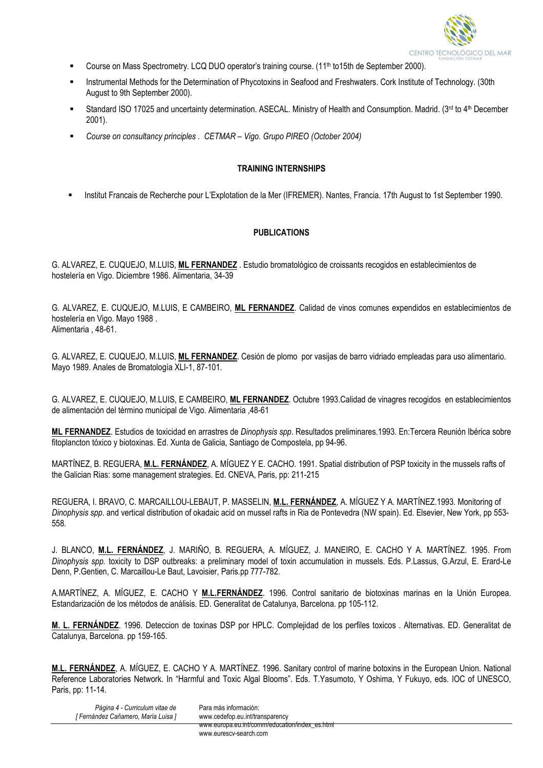- Course on Mass Spectrometry. LCQ DUO operator's training course. (11th to15th de September 2000).
- Instrumental Methods for the Determination of Phycotoxins in Seafood and Freshwaters. Cork Institute of Technology. (30th August to 9th September 2000).
- Standard ISO 17025 and uncertainty determination. ASECAL. Ministry of Health and Consumption. Madrid. (3rd to 4th December 2001).
- *Course on consultancy principles . CETMAR – Vigo. Grupo PIREO (October 2004)*

**TRAINING INTERNSHIPS**

- Institut Francais de Recherche pour L'Explotation de la Mer (IFREMER). Nantes, Francia. 17th August to 1st September 1990.

**PUBLICATIONS**

G. ALVAREZ, E. CUQUEJO, M.LUIS, **ML FERNANDEZ** . Estudio bromatológico de croissants recogidos en establecimientos de hostelería en Vigo. Diciembre 1986. Alimentaria, 34-39

G. ALVAREZ, E. CUQUEJO, M.LUIS, E CAMBEIRO, **ML FERNANDEZ**. Calidad de vinos comunes expendidos en establecimientos de hostelería en Vigo. Mayo 1988 .
Alimentaria , 48-61.

G. ALVAREZ, E. CUQUEJO, M.LUIS, **ML FERNANDEZ**. Cesión de plomo por vasijas de barro vidriado empleadas para uso alimentario. Mayo 1989. Anales de Bromatología XLI-1, 87-101.

G. ALVAREZ, E. CUQUEJO, M.LUIS, E CAMBEIRO, **ML FERNANDEZ**. Octubre 1993.Calidad de vinagres recogidos en establecimientos de alimentación del término municipal de Vigo. Alimentaria ,48-61

**ML FERNANDEZ**. Estudios de toxicidad en arrastres de *Dinophysis spp*. Resultados preliminares.1993. En:Tercera Reunión Ibérica sobre fitoplancton tóxico y biotoxinas. Ed. Xunta de Galicia, Santiago de Compostela, pp 94-96.

MARTÍNEZ, B. REGUERA, **M.L. FERNÁNDEZ**, A. MÍGUEZ Y E. CACHO. 1991. Spatial distribution of PSP toxicity in the mussels rafts of the Galician Rias: some management strategies. Ed. CNEVA, Paris, pp: 211-215

REGUERA, I. BRAVO, C. MARCAILLOU-LEBAUT, P. MASSELIN, **M.L. FERNÁNDEZ**, A. MÍGUEZ Y A. MARTÍNEZ.1993. Monitoring of *Dinophysis spp*. and vertical distribution of okadaic acid on mussel rafts in Ria de Pontevedra (NW spain). Ed. Elsevier, New York, pp 553-558.

J. BLANCO, **M.L. FERNÁNDEZ**, J. MARIÑO, B. REGUERA, A. MÍGUEZ, J. MANEIRO, E. CACHO Y A. MARTÍNEZ. 1995. From *Dinophysis spp.* toxicity to DSP outbreaks: a preliminary model of toxin accumulation in mussels. Eds. P.Lassus, G.Arzul, E. Erard-Le Denn, P.Gentien, C. Marcaillou-Le Baut, Lavoisier, Paris.pp 777-782.

A.MARTÍNEZ, A. MÍGUEZ, E. CACHO Y **M.L.FERNÁNDEZ**. 1996. Control sanitario de biotoxinas marinas en la Unión Europea. Estandarización de los métodos de análisis. ED. Generalitat de Catalunya, Barcelona. pp 105-112.

**M. L. FERNÁNDEZ**. 1996. Deteccion de toxinas DSP por HPLC. Complejidad de los perfiles toxicos . Alternativas. ED. Generalitat de Catalunya, Barcelona. pp 159-165.

**M.L. FERNÁNDEZ**, A. MÍGUEZ, E. CACHO Y A. MARTÍNEZ. 1996. Sanitary control of marine botoxins in the European Union. National Reference Laboratories Network. In "Harmful and Toxic Algal Blooms". Eds. T.Yasumoto, Y Oshima, Y Fukuyo, eds. IOC of UNESCO, Paris, pp: 11-14.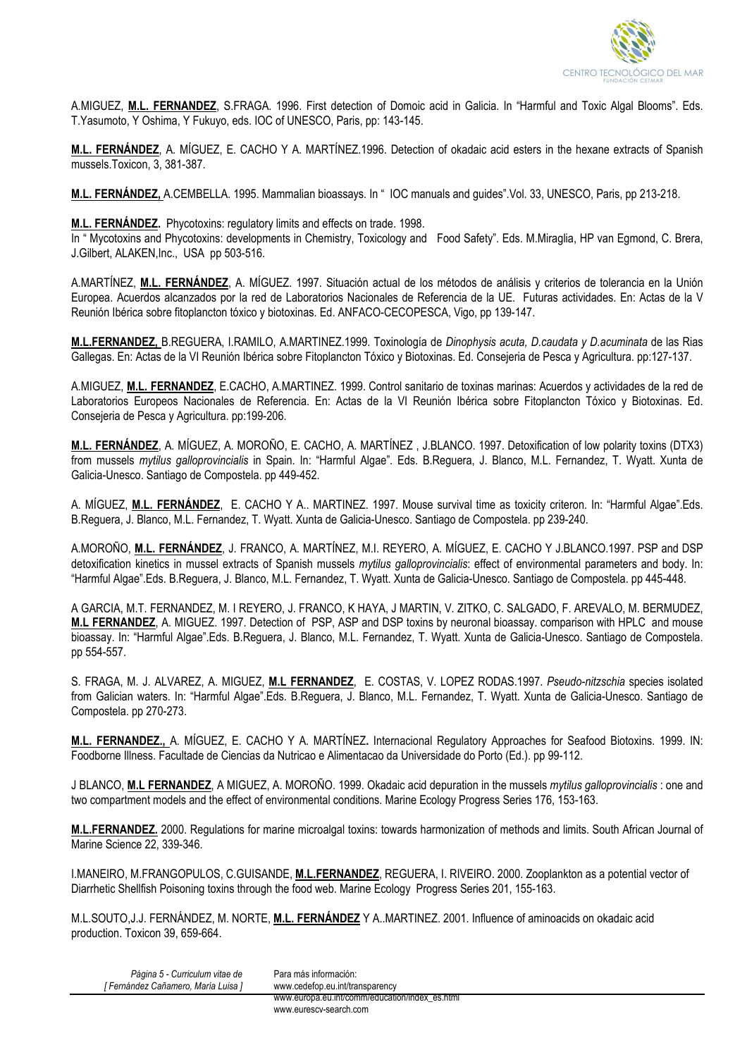A.MIGUEZ, **M.L. FERNANDEZ**, S.FRAGA. 1996. First detection of Domoic acid in Galicia. In "Harmful and Toxic Algal Blooms". Eds. T.Yasumoto, Y Oshima, Y Fukuyo, eds. IOC of UNESCO, Paris, pp: 143-145.

**M.L. FERNÁNDEZ**, A. MÍGUEZ, E. CACHO Y A. MARTÍNEZ.1996. Detection of okadaic acid esters in the hexane extracts of Spanish mussels.Toxicon, 3, 381-387.

**M.L. FERNÁNDEZ,** A.CEMBELLA. 1995. Mammalian bioassays. In " IOC manuals and guides".Vol. 33, UNESCO, Paris, pp 213-218.

**M.L. FERNÁNDEZ.** Phycotoxins: regulatory limits and effects on trade. 1998.
In " Mycotoxins and Phycotoxins: developments in Chemistry, Toxicology and Food Safety". Eds. M.Miraglia, HP van Egmond, C. Brera, J.Gilbert, ALAKEN,Inc., USA pp 503-516.

A.MARTÍNEZ, **M.L. FERNÁNDEZ**, A. MÍGUEZ. 1997. Situación actual de los métodos de análisis y criterios de tolerancia en la Unión Europea. Acuerdos alcanzados por la red de Laboratorios Nacionales de Referencia de la UE. Futuras actividades. En: Actas de la V Reunión Ibérica sobre fitoplancton tóxico y biotoxinas. Ed. ANFACO-CECOPESCA, Vigo, pp 139-147.

**M.L.FERNANDEZ,** B.REGUERA, I.RAMILO, A.MARTINEZ.1999. Toxinología de *Dinophysis acuta, D.caudata y D.acuminata* de las Rias Gallegas. En: Actas de la VI Reunión Ibérica sobre Fitoplancton Tóxico y Biotoxinas. Ed. Consejeria de Pesca y Agricultura. pp:127-137.

A.MIGUEZ, **M.L. FERNANDEZ**, E.CACHO, A.MARTINEZ. 1999. Control sanitario de toxinas marinas: Acuerdos y actividades de la red de Laboratorios Europeos Nacionales de Referencia. En: Actas de la VI Reunión Ibérica sobre Fitoplancton Tóxico y Biotoxinas. Ed. Consejeria de Pesca y Agricultura. pp:199-206.

**M.L. FERNÁNDEZ**, A. MÍGUEZ, A. MOROÑO, E. CACHO, A. MARTÍNEZ , J.BLANCO. 1997. Detoxification of low polarity toxins (DTX3) from mussels *mytilus galloprovincialis* in Spain. In: "Harmful Algae". Eds. B.Reguera, J. Blanco, M.L. Fernandez, T. Wyatt. Xunta de Galicia-Unesco. Santiago de Compostela. pp 449-452.

A. MÍGUEZ, **M.L. FERNÁNDEZ**, E. CACHO Y A.. MARTINEZ. 1997. Mouse survival time as toxicity criteron. In: "Harmful Algae".Eds. B.Reguera, J. Blanco, M.L. Fernandez, T. Wyatt. Xunta de Galicia-Unesco. Santiago de Compostela. pp 239-240.

A.MOROÑO, **M.L. FERNÁNDEZ**, J. FRANCO, A. MARTÍNEZ, M.I. REYERO, A. MÍGUEZ, E. CACHO Y J.BLANCO.1997. PSP and DSP detoxification kinetics in mussel extracts of Spanish mussels *mytilus galloprovincialis*: effect of environmental parameters and body. In: "Harmful Algae".Eds. B.Reguera, J. Blanco, M.L. Fernandez, T. Wyatt. Xunta de Galicia-Unesco. Santiago de Compostela. pp 445-448.

A GARCIA, M.T. FERNANDEZ, M. I REYERO, J. FRANCO, K HAYA, J MARTIN, V. ZITKO, C. SALGADO, F. AREVALO, M. BERMUDEZ, **M.L FERNANDEZ**, A. MIGUEZ. 1997. Detection of PSP, ASP and DSP toxins by neuronal bioassay. comparison with HPLC and mouse bioassay. In: "Harmful Algae".Eds. B.Reguera, J. Blanco, M.L. Fernandez, T. Wyatt. Xunta de Galicia-Unesco. Santiago de Compostela. pp 554-557.

S. FRAGA, M. J. ALVAREZ, A. MIGUEZ, **M.L FERNANDEZ**, E. COSTAS, V. LOPEZ RODAS.1997. *Pseudo-nitzschia* species isolated from Galician waters. In: "Harmful Algae".Eds. B.Reguera, J. Blanco, M.L. Fernandez, T. Wyatt. Xunta de Galicia-Unesco. Santiago de Compostela. pp 270-273.

**M.L. FERNANDEZ.,** A. MÍGUEZ, E. CACHO Y A. MARTÍNEZ**.** Internacional Regulatory Approaches for Seafood Biotoxins. 1999. IN: Foodborne Illness. Facultade de Ciencias da Nutricao e Alimentacao da Universidade do Porto (Ed.). pp 99-112.

J BLANCO, **M.L FERNANDEZ**, A MIGUEZ, A. MOROÑO. 1999. Okadaic acid depuration in the mussels *mytilus galloprovincialis* : one and two compartment models and the effect of environmental conditions. Marine Ecology Progress Series 176, 153-163.

**M.L.FERNANDEZ.** 2000. Regulations for marine microalgal toxins: towards harmonization of methods and limits. South African Journal of Marine Science 22, 339-346.

I.MANEIRO, M.FRANGOPULOS, C.GUISANDE, **M.L.FERNANDEZ**, REGUERA, I. RIVEIRO. 2000. Zooplankton as a potential vector of Diarrhetic Shellfish Poisoning toxins through the food web. Marine Ecology Progress Series 201, 155-163.

M.L.SOUTO,J.J. FERNÁNDEZ, M. NORTE, **M.L. FERNÁNDEZ** Y A..MARTINEZ. 2001. Influence of aminoacids on okadaic acid production. Toxicon 39, 659-664.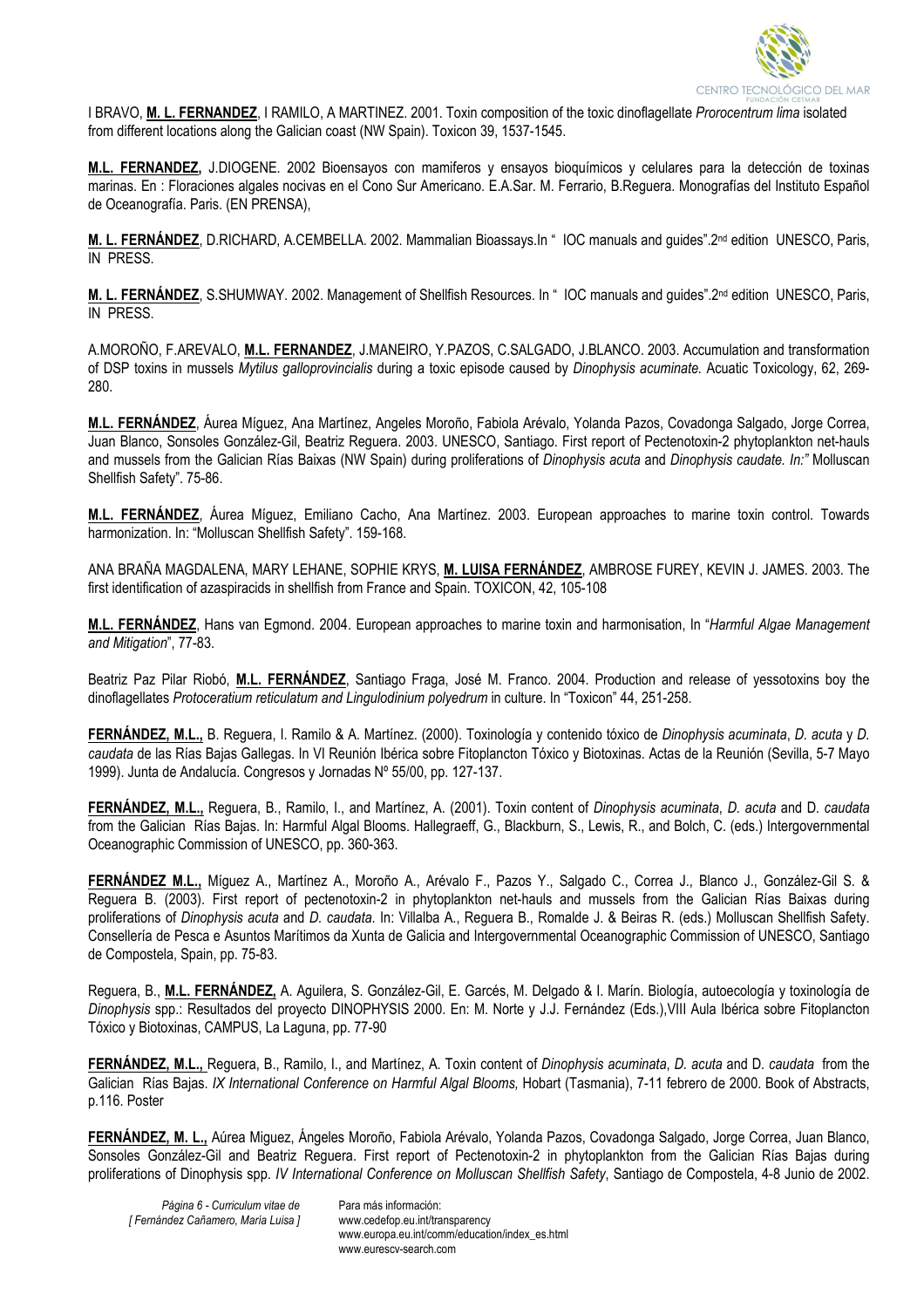I BRAVO, **M. L. FERNANDEZ**, I RAMILO, A MARTINEZ. 2001. Toxin composition of the toxic dinoflagellate *Prorocentrum lima* isolated from different locations along the Galician coast (NW Spain). Toxicon 39, 1537-1545.

**M.L. FERNANDEZ,** J.DIOGENE. 2002 Bioensayos con mamiferos y ensayos bioquímicos y celulares para la detección de toxinas marinas. En : Floraciones algales nocivas en el Cono Sur Americano. E.A.Sar. M. Ferrario, B.Reguera. Monografías del Instituto Español de Oceanografía. Paris. (EN PRENSA),

**M. L. FERNÁNDEZ**, D.RICHARD, A.CEMBELLA. 2002. Mammalian Bioassays.In " IOC manuals and guides".2nd edition UNESCO, Paris, IN PRESS.

**M. L. FERNÁNDEZ**, S.SHUMWAY. 2002. Management of Shellfish Resources. In " IOC manuals and guides".2nd edition UNESCO, Paris, IN PRESS.

A.MOROÑO, F.AREVALO, **M.L. FERNANDEZ**, J.MANEIRO, Y.PAZOS, C.SALGADO, J.BLANCO. 2003. Accumulation and transformation of DSP toxins in mussels *Mytilus galloprovincialis* during a toxic episode caused by *Dinophysis acuminate.* Acuatic Toxicology, 62, 269-280.

**M.L. FERNÁNDEZ**, Áurea Míguez, Ana Martínez, Angeles Moroño, Fabiola Arévalo, Yolanda Pazos, Covadonga Salgado, Jorge Correa, Juan Blanco, Sonsoles González-Gil, Beatriz Reguera. 2003. UNESCO, Santiago. First report of Pectenotoxin-2 phytoplankton net-hauls and mussels from the Galician Rías Baixas (NW Spain) during proliferations of *Dinophysis acuta* and *Dinophysis caudate. In:"* Molluscan Shellfish Safety". 75-86.

**M.L. FERNÁNDEZ**, Áurea Míguez, Emiliano Cacho, Ana Martínez. 2003. European approaches to marine toxin control. Towards harmonization. In: "Molluscan Shellfish Safety". 159-168.

ANA BRAÑA MAGDALENA, MARY LEHANE, SOPHIE KRYS, **M. LUISA FERNÁNDEZ**, AMBROSE FUREY, KEVIN J. JAMES. 2003. The first identification of azaspiracids in shellfish from France and Spain. TOXICON, 42, 105-108

**M.L. FERNÁNDEZ**, Hans van Egmond. 2004. European approaches to marine toxin and harmonisation, In "*Harmful Algae Management and Mitigation*", 77-83.

Beatriz Paz Pilar Riobó, **M.L. FERNÁNDEZ**, Santiago Fraga, José M. Franco. 2004. Production and release of yessotoxins boy the dinoflagellates *Protoceratium reticulatum and Lingulodinium polyedrum* in culture. In "Toxicon" 44, 251-258.

**FERNÁNDEZ, M.L.,** B. Reguera, I. Ramilo & A. Martínez. (2000). Toxinología y contenido tóxico de *Dinophysis acuminata*, *D. acuta* y *D. caudata* de las Rías Bajas Gallegas. In VI Reunión Ibérica sobre Fitoplancton Tóxico y Biotoxinas. Actas de la Reunión (Sevilla, 5-7 Mayo 1999). Junta de Andalucía. Congresos y Jornadas Nº 55/00, pp. 127-137.

**FERNÁNDEZ, M.L.,** Reguera, B., Ramilo, I., and Martínez, A. (2001). Toxin content of *Dinophysis acuminata*, *D. acuta* and D. *caudata* from the Galician Rías Bajas. In: Harmful Algal Blooms. Hallegraeff, G., Blackburn, S., Lewis, R., and Bolch, C. (eds.) Intergovernmental Oceanographic Commission of UNESCO, pp. 360-363.

**FERNÁNDEZ M.L.,** Míguez A., Martínez A., Moroño A., Arévalo F., Pazos Y., Salgado C., Correa J., Blanco J., González-Gil S. & Reguera B. (2003). First report of pectenotoxin-2 in phytoplankton net-hauls and mussels from the Galician Rías Baixas during proliferations of *Dinophysis acuta* and *D. caudata*. In: Villalba A., Reguera B., Romalde J. & Beiras R. (eds.) Molluscan Shellfish Safety. Consellería de Pesca e Asuntos Marítimos da Xunta de Galicia and Intergovernmental Oceanographic Commission of UNESCO, Santiago de Compostela, Spain, pp. 75-83.

Reguera, B., **M.L. FERNÁNDEZ,** A. Aguilera, S. González-Gil, E. Garcés, M. Delgado & I. Marín. Biología, autoecología y toxinología de *Dinophysis* spp.: Resultados del proyecto DINOPHYSIS 2000. En: M. Norte y J.J. Fernández (Eds.),VIII Aula Ibérica sobre Fitoplancton Tóxico y Biotoxinas, CAMPUS, La Laguna, pp. 77-90

**FERNÁNDEZ, M.L.,** Reguera, B., Ramilo, I., and Martínez, A. Toxin content of *Dinophysis acuminata*, *D. acuta* and D. *caudata* from the Galician Rías Bajas. *IX International Conference on Harmful Algal Blooms,* Hobart (Tasmania), 7-11 febrero de 2000. Book of Abstracts, p.116. Poster

**FERNÁNDEZ, M. L.,** Aúrea Miguez, Ángeles Moroño, Fabiola Arévalo, Yolanda Pazos, Covadonga Salgado, Jorge Correa, Juan Blanco, Sonsoles González-Gil and Beatriz Reguera. First report of Pectenotoxin-2 in phytoplankton from the Galician Rías Bajas during proliferations of Dinophysis spp. *IV International Conference on Molluscan Shellfish Safety*, Santiago de Compostela, 4-8 Junio de 2002.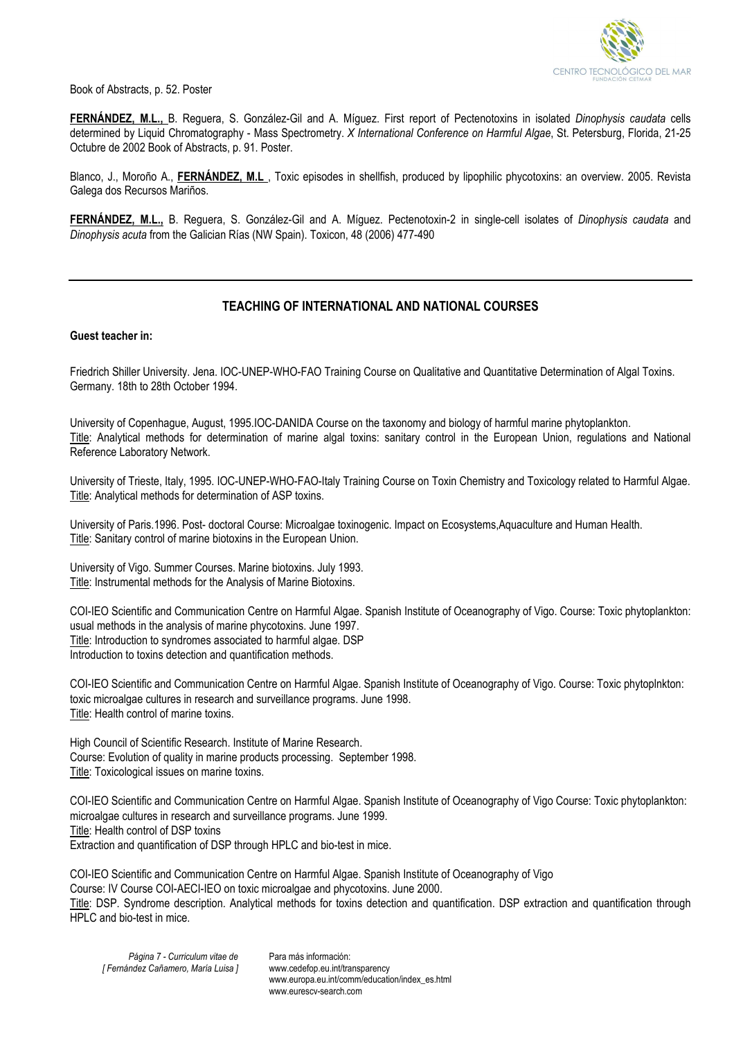Book of Abstracts, p. 52. Poster

**FERNÁNDEZ, M.L.,** B. Reguera, S. González-Gil and A. Míguez. First report of Pectenotoxins in isolated *Dinophysis caudata* cells determined by Liquid Chromatography - Mass Spectrometry. *X International Conference on Harmful Algae*, St. Petersburg, Florida, 21-25 Octubre de 2002 Book of Abstracts, p. 91. Poster.

Blanco, J., Moroño A., **FERNÁNDEZ, M.L**., Toxic episodes in shellfish, produced by lipophilic phycotoxins: an overview. 2005. Revista Galega dos Recursos Mariños.

**FERNÁNDEZ, M.L.,** B. Reguera, S. González-Gil and A. Míguez. Pectenotoxin-2 in single-cell isolates of *Dinophysis caudata* and *Dinophysis acuta* from the Galician Rías (NW Spain). Toxicon, 48 (2006) 477-490

---

## TEACHING OF INTERNATIONAL AND NATIONAL COURSES

**Guest teacher in:**

Friedrich Shiller University. Jena. IOC-UNEP-WHO-FAO Training Course on Qualitative and Quantitative Determination of Algal Toxins. Germany. 18th to 28th October 1994.

University of Copenhague, August, 1995.IOC-DANIDA Course on the taxonomy and biology of harmful marine phytoplankton.
Title: Analytical methods for determination of marine algal toxins: sanitary control in the European Union, regulations and National Reference Laboratory Network.

University of Trieste, Italy, 1995. IOC-UNEP-WHO-FAO-Italy Training Course on Toxin Chemistry and Toxicology related to Harmful Algae.
Title: Analytical methods for determination of ASP toxins.

University of Paris.1996. Post- doctoral Course: Microalgae toxinogenic. Impact on Ecosystems,Aquaculture and Human Health.
Title: Sanitary control of marine biotoxins in the European Union.

University of Vigo. Summer Courses. Marine biotoxins. July 1993.
Title: Instrumental methods for the Analysis of Marine Biotoxins.

COI-IEO Scientific and Communication Centre on Harmful Algae. Spanish Institute of Oceanography of Vigo. Course: Toxic phytoplankton: usual methods in the analysis of marine phycotoxins. June 1997.
Title: Introduction to syndromes associated to harmful algae. DSP
Introduction to toxins detection and quantification methods.

COI-IEO Scientific and Communication Centre on Harmful Algae. Spanish Institute of Oceanography of Vigo. Course: Toxic phytoplnkton: toxic microalgae cultures in research and surveillance programs. June 1998.
Title: Health control of marine toxins.

High Council of Scientific Research. Institute of Marine Research.
Course: Evolution of quality in marine products processing. September 1998.
Title: Toxicological issues on marine toxins.

COI-IEO Scientific and Communication Centre on Harmful Algae. Spanish Institute of Oceanography of Vigo Course: Toxic phytoplankton: microalgae cultures in research and surveillance programs. June 1999.
Title: Health control of DSP toxins
Extraction and quantification of DSP through HPLC and bio-test in mice.

COI-IEO Scientific and Communication Centre on Harmful Algae. Spanish Institute of Oceanography of Vigo
Course: IV Course COI-AECI-IEO on toxic microalgae and phycotoxins. June 2000.
Title: DSP. Syndrome description. Analytical methods for toxins detection and quantification. DSP extraction and quantification through HPLC and bio-test in mice.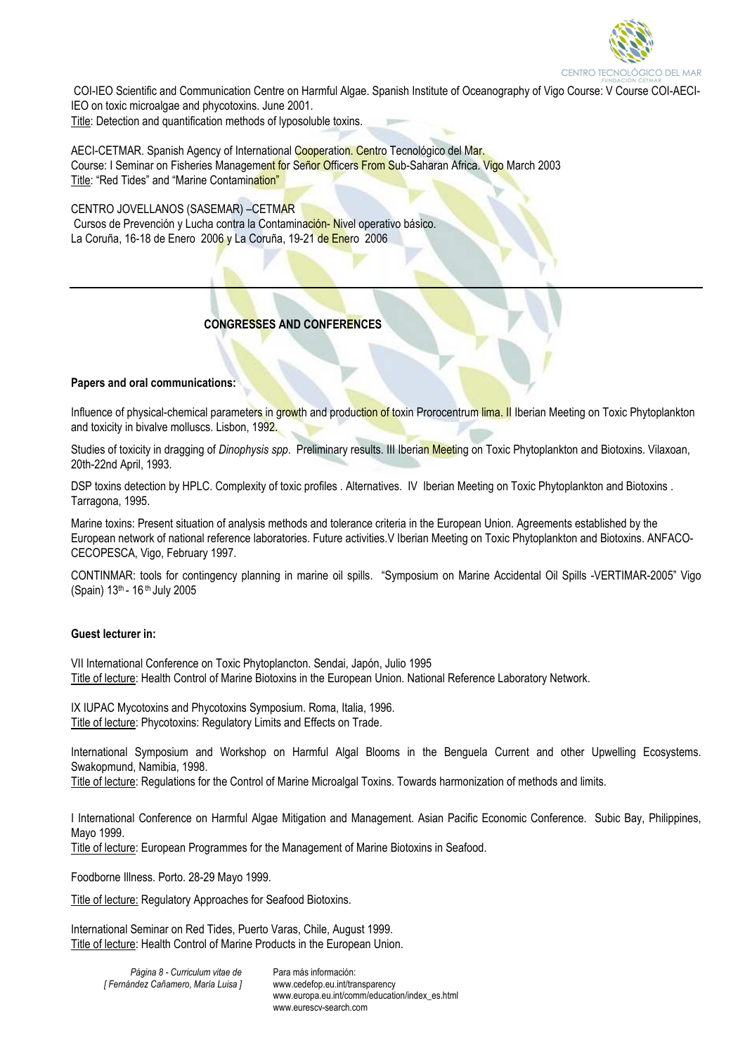COI-IEO Scientific and Communication Centre on Harmful Algae. Spanish Institute of Oceanography of Vigo Course: V Course COI-AECI-IEO on toxic microalgae and phycotoxins. June 2001.
Title: Detection and quantification methods of lyposoluble toxins.

AECI-CETMAR. Spanish Agency of International Cooperation. Centro Tecnológico del Mar.
Course: I Seminar on Fisheries Management for Señor Officers From Sub-Saharan Africa. Vigo March 2003
Title: "Red Tides" and "Marine Contamination"

CENTRO JOVELLANOS (SASEMAR) –CETMAR
Cursos de Prevención y Lucha contra la Contaminación- Nivel operativo básico.
La Coruña, 16-18 de Enero 2006 y La Coruña, 19-21 de Enero 2006

---

## CONGRESSES AND CONFERENCES

**Papers and oral communications:**

Influence of physical-chemical parameters in growth and production of toxin Prorocentrum lima. II Iberian Meeting on Toxic Phytoplankton and toxicity in bivalve molluscs. Lisbon, 1992.

Studies of toxicity in dragging of *Dinophysis spp*. Preliminary results. III Iberian Meeting on Toxic Phytoplankton and Biotoxins. Vilaxoan, 20th-22nd April, 1993.

DSP toxins detection by HPLC. Complexity of toxic profiles . Alternatives. IV Iberian Meeting on Toxic Phytoplankton and Biotoxins . Tarragona, 1995.

Marine toxins: Present situation of analysis methods and tolerance criteria in the European Union. Agreements established by the European network of national reference laboratories. Future activities.V Iberian Meeting on Toxic Phytoplankton and Biotoxins. ANFACO-CECOPESCA, Vigo, February 1997.

CONTINMAR: tools for contingency planning in marine oil spills. "Symposium on Marine Accidental Oil Spills -VERTIMAR-2005" Vigo (Spain) 13th - 16th July 2005

**Guest lecturer in:**

VII International Conference on Toxic Phytoplancton. Sendai, Japón, Julio 1995
Title of lecture: Health Control of Marine Biotoxins in the European Union. National Reference Laboratory Network.

IX IUPAC Mycotoxins and Phycotoxins Symposium. Roma, Italia, 1996.
Title of lecture: Phycotoxins: Regulatory Limits and Effects on Trade.

International Symposium and Workshop on Harmful Algal Blooms in the Benguela Current and other Upwelling Ecosystems. Swakopmund, Namibia, 1998.
Title of lecture: Regulations for the Control of Marine Microalgal Toxins. Towards harmonization of methods and limits.

I International Conference on Harmful Algae Mitigation and Management. Asian Pacific Economic Conference. Subic Bay, Philippines, Mayo 1999.
Title of lecture: European Programmes for the Management of Marine Biotoxins in Seafood.

Foodborne Illness. Porto. 28-29 Mayo 1999.

Title of lecture: Regulatory Approaches for Seafood Biotoxins.

International Seminar on Red Tides, Puerto Varas, Chile, August 1999.
Title of lecture: Health Control of Marine Products in the European Union.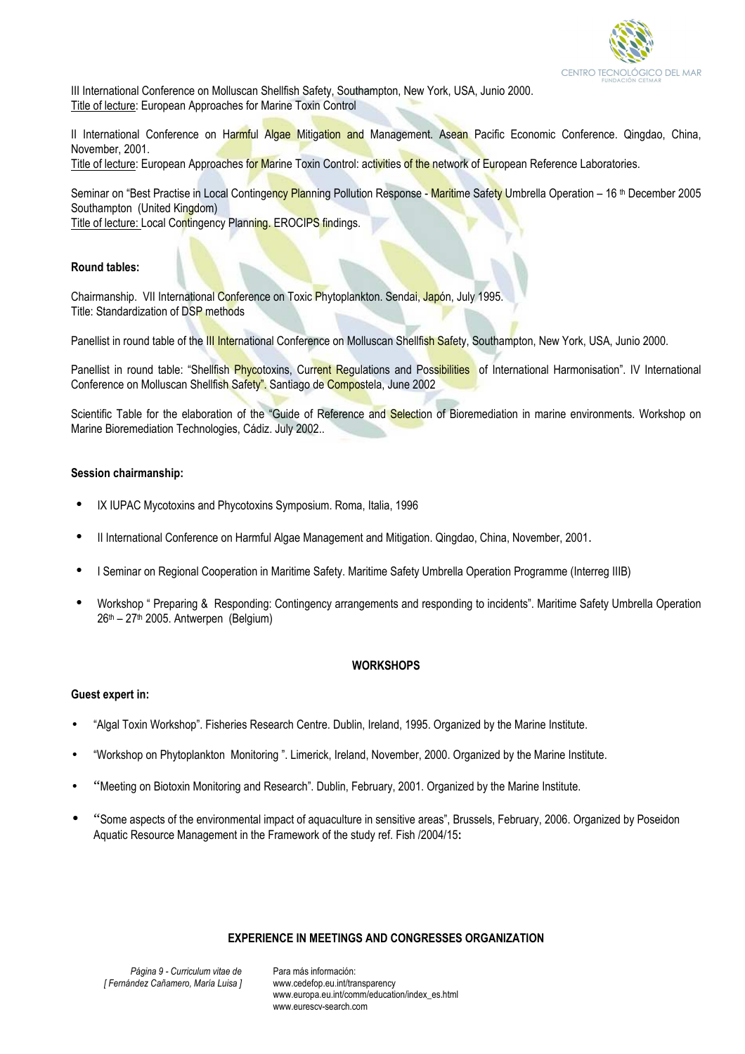III International Conference on Molluscan Shellfish Safety, Southampton, New York, USA, Junio 2000.
Title of lecture: European Approaches for Marine Toxin Control

II International Conference on Harmful Algae Mitigation and Management. Asean Pacific Economic Conference. Qingdao, China, November, 2001.
Title of lecture: European Approaches for Marine Toxin Control: activities of the network of European Reference Laboratories.

Seminar on "Best Practise in Local Contingency Planning Pollution Response - Maritime Safety Umbrella Operation – 16 th December 2005 Southampton (United Kingdom)
Title of lecture: Local Contingency Planning. EROCIPS findings.

**Round tables:**

Chairmanship. VII International Conference on Toxic Phytoplankton. Sendai, Japón, July 1995.
Title: Standardization of DSP methods

Panellist in round table of the III International Conference on Molluscan Shellfish Safety, Southampton, New York, USA, Junio 2000.

Panellist in round table: "Shellfish Phycotoxins, Current Regulations and Possibilities of International Harmonisation". IV International Conference on Molluscan Shellfish Safety". Santiago de Compostela, June 2002

Scientific Table for the elaboration of the "Guide of Reference and Selection of Bioremediation in marine environments. Workshop on Marine Bioremediation Technologies, Cádiz. July 2002..

**Session chairmanship:**

- IX IUPAC Mycotoxins and Phycotoxins Symposium. Roma, Italia, 1996
- II International Conference on Harmful Algae Management and Mitigation. Qingdao, China, November, 2001.
- I Seminar on Regional Cooperation in Maritime Safety. Maritime Safety Umbrella Operation Programme (Interreg IIIB)
- Workshop " Preparing & Responding: Contingency arrangements and responding to incidents". Maritime Safety Umbrella Operation 26th – 27th 2005. Antwerpen (Belgium)

## WORKSHOPS

**Guest expert in:**

- "Algal Toxin Workshop". Fisheries Research Centre. Dublin, Ireland, 1995. Organized by the Marine Institute.
- "Workshop on Phytoplankton Monitoring ". Limerick, Ireland, November, 2000. Organized by the Marine Institute.
- "Meeting on Biotoxin Monitoring and Research". Dublin, February, 2001. Organized by the Marine Institute.
- "Some aspects of the environmental impact of aquaculture in sensitive areas", Brussels, February, 2006. Organized by Poseidon Aquatic Resource Management in the Framework of the study ref. Fish /2004/15**:**

## EXPERIENCE IN MEETINGS AND CONGRESSES ORGANIZATION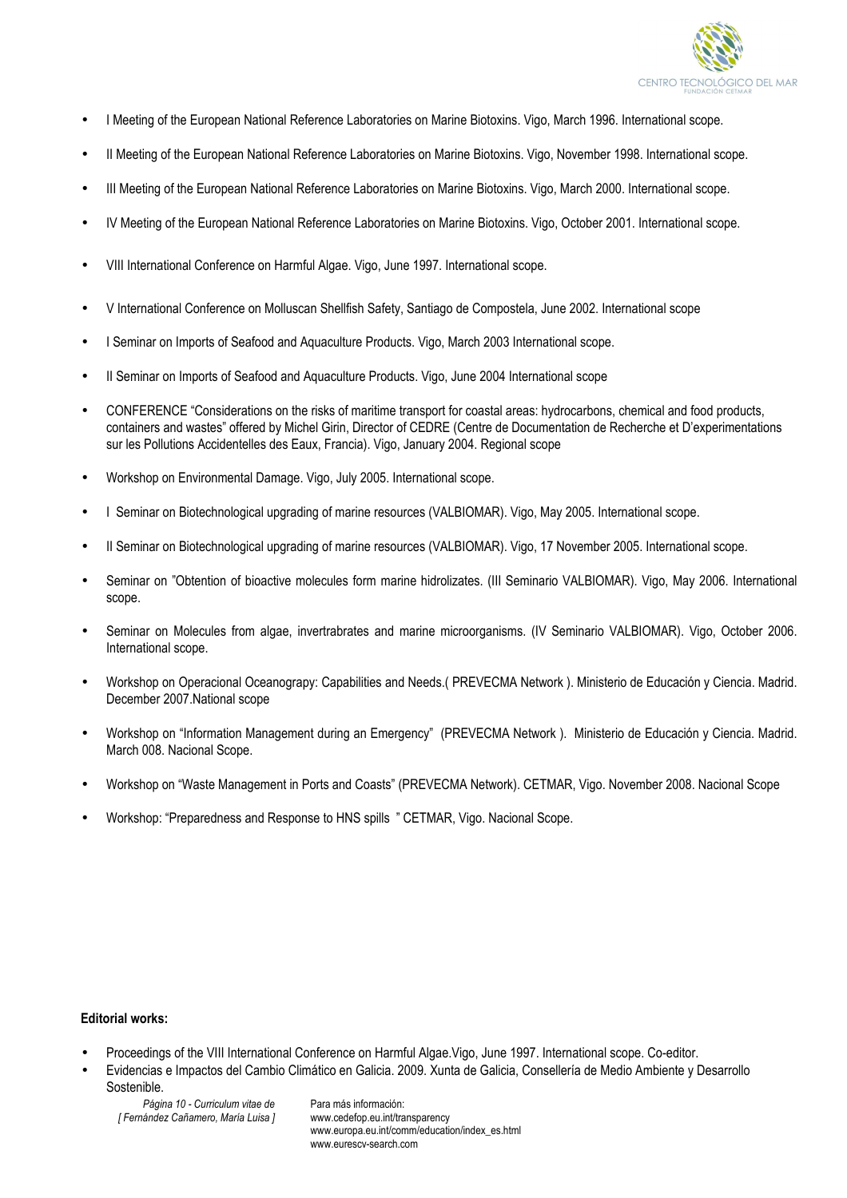- I Meeting of the European National Reference Laboratories on Marine Biotoxins. Vigo, March 1996. International scope.
- II Meeting of the European National Reference Laboratories on Marine Biotoxins. Vigo, November 1998. International scope.
- III Meeting of the European National Reference Laboratories on Marine Biotoxins. Vigo, March 2000. International scope.
- IV Meeting of the European National Reference Laboratories on Marine Biotoxins. Vigo, October 2001. International scope.
- VIII International Conference on Harmful Algae. Vigo, June 1997. International scope.
- V International Conference on Molluscan Shellfish Safety, Santiago de Compostela, June 2002. International scope
- I Seminar on Imports of Seafood and Aquaculture Products. Vigo, March 2003 International scope.
- II Seminar on Imports of Seafood and Aquaculture Products. Vigo, June 2004 International scope
- CONFERENCE "Considerations on the risks of maritime transport for coastal areas: hydrocarbons, chemical and food products, containers and wastes" offered by Michel Girin, Director of CEDRE (Centre de Documentation de Recherche et D'experimentations sur les Pollutions Accidentelles des Eaux, Francia). Vigo, January 2004. Regional scope
- Workshop on Environmental Damage. Vigo, July 2005. International scope.
- I Seminar on Biotechnological upgrading of marine resources (VALBIOMAR). Vigo, May 2005. International scope.
- II Seminar on Biotechnological upgrading of marine resources (VALBIOMAR). Vigo, 17 November 2005. International scope.
- Seminar on "Obtention of bioactive molecules form marine hidrolizates. (III Seminario VALBIOMAR). Vigo, May 2006. International scope.
- Seminar on Molecules from algae, invertrabrates and marine microorganisms. (IV Seminario VALBIOMAR). Vigo, October 2006. International scope.
- Workshop on Operacional Oceanograpy: Capabilities and Needs.( PREVECMA Network ). Ministerio de Educación y Ciencia. Madrid. December 2007.National scope
- Workshop on "Information Management during an Emergency" (PREVECMA Network ). Ministerio de Educación y Ciencia. Madrid. March 008. Nacional Scope.
- Workshop on "Waste Management in Ports and Coasts" (PREVECMA Network). CETMAR, Vigo. November 2008. Nacional Scope
- Workshop: "Preparedness and Response to HNS spills " CETMAR, Vigo. Nacional Scope.

**Editorial works:**

- Proceedings of the VIII International Conference on Harmful Algae.Vigo, June 1997. International scope. Co-editor.
- Evidencias e Impactos del Cambio Climático en Galicia. 2009. Xunta de Galicia, Consellería de Medio Ambiente y Desarrollo Sostenible.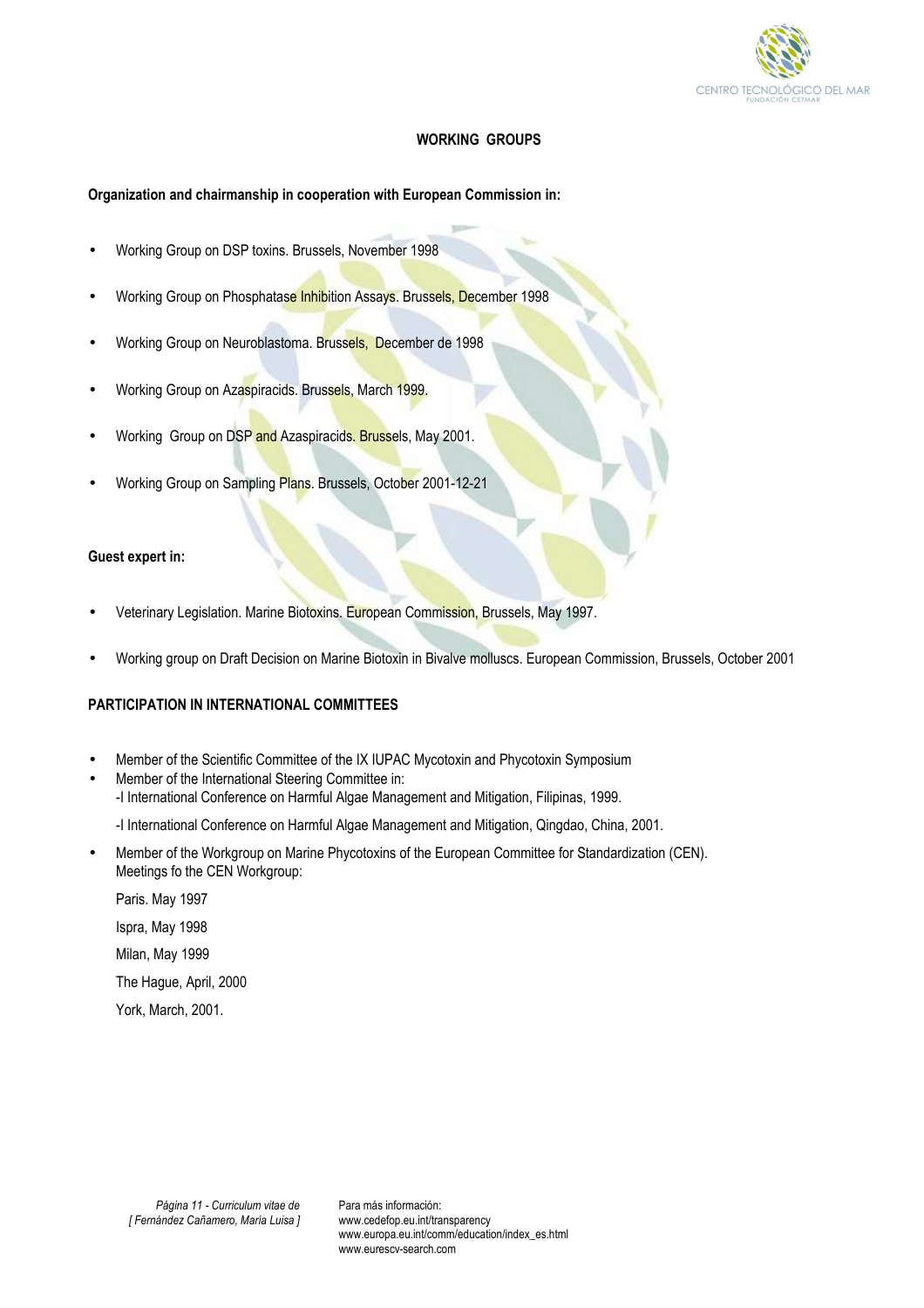## WORKING GROUPS

**Organization and chairmanship in cooperation with European Commission in:**

- Working Group on DSP toxins. Brussels, November 1998
- Working Group on Phosphatase Inhibition Assays. Brussels, December 1998
- Working Group on Neuroblastoma. Brussels, December de 1998
- Working Group on Azaspiracids. Brussels, March 1999.
- Working Group on DSP and Azaspiracids. Brussels, May 2001.
- Working Group on Sampling Plans. Brussels, October 2001-12-21

**Guest expert in:**

- Veterinary Legislation. Marine Biotoxins. European Commission, Brussels, May 1997.
- Working group on Draft Decision on Marine Biotoxin in Bivalve molluscs. European Commission, Brussels, October 2001

## PARTICIPATION IN INTERNATIONAL COMMITTEES

- Member of the Scientific Committee of the IX IUPAC Mycotoxin and Phycotoxin Symposium
- Member of the International Steering Committee in:
  -I International Conference on Harmful Algae Management and Mitigation, Filipinas, 1999.

  -I International Conference on Harmful Algae Management and Mitigation, Qingdao, China, 2001.
- Member of the Workgroup on Marine Phycotoxins of the European Committee for Standardization (CEN).
  Meetings fo the CEN Workgroup:

  Paris. May 1997

  Ispra, May 1998

  Milan, May 1999

  The Hague, April, 2000

  York, March, 2001.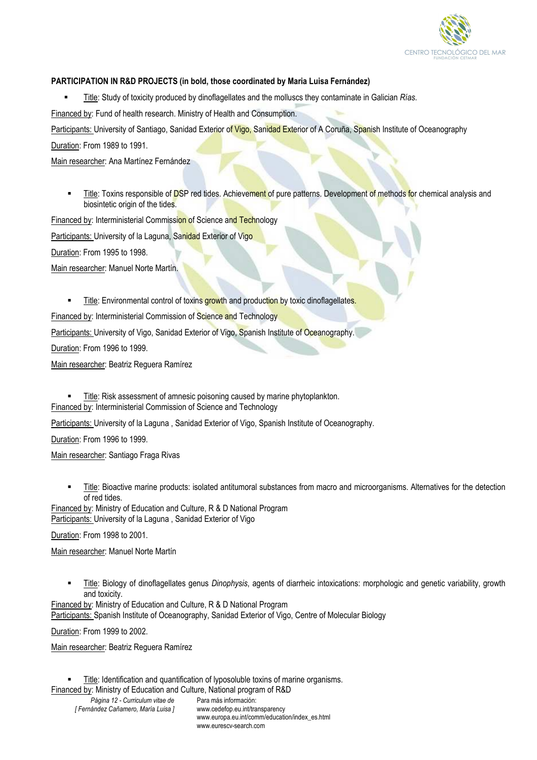**PARTICIPATION IN R&D PROJECTS (in bold, those coordinated by Maria Luisa Fernández)**

- Title: Study of toxicity produced by dinoflagellates and the molluscs they contaminate in Galician *Rías*.

Financed by: Fund of health research. Ministry of Health and Consumption.

Participants: University of Santiago, Sanidad Exterior of Vigo, Sanidad Exterior of A Coruña, Spanish Institute of Oceanography

Duration: From 1989 to 1991.

Main researcher: Ana Martínez Fernández

- Title: Toxins responsible of DSP red tides. Achievement of pure patterns. Development of methods for chemical analysis and biosintetic origin of the tides.

Financed by: Interministerial Commission of Science and Technology

Participants: University of la Laguna, Sanidad Exterior of Vigo

Duration: From 1995 to 1998.

Main researcher: Manuel Norte Martín.

- Title: Environmental control of toxins growth and production by toxic dinoflagellates.

Financed by: Interministerial Commission of Science and Technology

Participants: University of Vigo, Sanidad Exterior of Vigo, Spanish Institute of Oceanography.

Duration: From 1996 to 1999.

Main researcher: Beatriz Reguera Ramírez

- Title: Risk assessment of amnesic poisoning caused by marine phytoplankton.

Financed by: Interministerial Commission of Science and Technology

Participants: University of la Laguna , Sanidad Exterior of Vigo, Spanish Institute of Oceanography.

Duration: From 1996 to 1999.

Main researcher: Santiago Fraga Rivas

- Title: Bioactive marine products: isolated antitumoral substances from macro and microorganisms. Alternatives for the detection of red tides.

Financed by: Ministry of Education and Culture, R & D National Program

Participants: University of la Laguna , Sanidad Exterior of Vigo

Duration: From 1998 to 2001.

Main researcher: Manuel Norte Martín

- Title: Biology of dinoflagellates genus *Dinophysis*, agents of diarrheic intoxications: morphologic and genetic variability, growth and toxicity.

Financed by: Ministry of Education and Culture, R & D National Program

Participants: Spanish Institute of Oceanography, Sanidad Exterior of Vigo, Centre of Molecular Biology

Duration: From 1999 to 2002.

Main researcher: Beatriz Reguera Ramírez

- Title: Identification and quantification of lyposoluble toxins of marine organisms.

Financed by: Ministry of Education and Culture, National program of R&D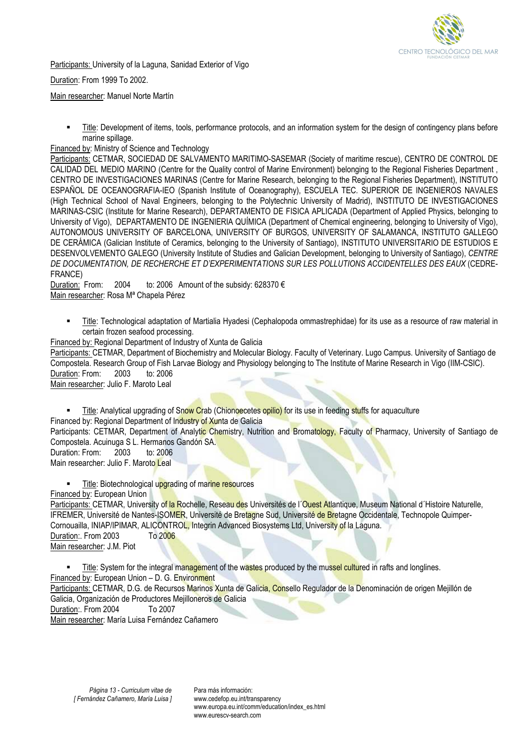Participants: University of la Laguna, Sanidad Exterior of Vigo

Duration: From 1999 To 2002.

Main researcher: Manuel Norte Martín

- Title: Development of items, tools, performance protocols, and an information system for the design of contingency plans before marine spillage.

Financed by: Ministry of Science and Technology

Participants: CETMAR, SOCIEDAD DE SALVAMENTO MARITIMO-SASEMAR (Society of maritime rescue), CENTRO DE CONTROL DE CALIDAD DEL MEDIO MARINO (Centre for the Quality control of Marine Environment) belonging to the Regional Fisheries Department , CENTRO DE INVESTIGACIONES MARINAS (Centre for Marine Research, belonging to the Regional Fisheries Department), INSTITUTO ESPAÑOL DE OCEANOGRAFIA-IEO (Spanish Institute of Oceanography), ESCUELA TEC. SUPERIOR DE INGENIEROS NAVALES (High Technical School of Naval Engineers, belonging to the Polytechnic University of Madrid), INSTITUTO DE INVESTIGACIONES MARINAS-CSIC (Institute for Marine Research), DEPARTAMENTO DE FISICA APLICADA (Department of Applied Physics, belonging to University of Vigo), DEPARTAMENTO DE INGENIERIA QUÍMICA (Department of Chemical engineering, belonging to University of Vigo), AUTONOMOUS UNIVERSITY OF BARCELONA, UNIVERSITY OF BURGOS, UNIVERSITY OF SALAMANCA, INSTITUTO GALLEGO DE CERÁMICA (Galician Institute of Ceramics, belonging to the University of Santiago), INSTITUTO UNIVERSITARIO DE ESTUDIOS E DESENVOLVEMENTO GALEGO (University Institute of Studies and Galician Development, belonging to University of Santiago), *CENTRE DE DOCUMENTATION, DE RECHERCHE ET D'EXPERIMENTATIONS SUR LES POLLUTIONS ACCIDENTELLES DES EAUX* (CEDRE-FRANCE)

Duration: From: 2004 to: 2006 Amount of the subsidy: 628370 €

Main researcher: Rosa Mª Chapela Pérez

- Title: Technological adaptation of Martialia Hyadesi (Cephalopoda ommastrephidae) for its use as a resource of raw material in certain frozen seafood processing.

Financed by: Regional Department of Industry of Xunta de Galicia

Participants: CETMAR, Department of Biochemistry and Molecular Biology. Faculty of Veterinary. Lugo Campus. University of Santiago de Compostela. Research Group of Fish Larvae Biology and Physiology belonging to The Institute of Marine Research in Vigo (IIM-CSIC).

Duration: From: 2003 to: 2006

Main researcher: Julio F. Maroto Leal

- Title: Analytical upgrading of Snow Crab (Chionoecetes opilio) for its use in feeding stuffs for aquaculture

Financed by: Regional Department of Industry of Xunta de Galicia

Participants: CETMAR, Department of Analytic Chemistry, Nutrition and Bromatology, Faculty of Pharmacy, University of Santiago de Compostela. Acuinuga S L. Hermanos Gandón SA.

Duration: From: 2003 to: 2006

Main researcher: Julio F. Maroto Leal

- Title: Biotechnological upgrading of marine resources

Financed by: European Union

Participants: CETMAR, University of la Rochelle, Reseau des Universités de l´Ouest Atlantique, Museum National d´Histoire Naturelle, IFREMER, Université de Nantes-ISOMER, Université de Bretagne Sud, Université de Bretagne Occidentale, Technopole Quimper-Cornouailla, INIAP/IPIMAR, ALICONTROL, Integrin Advanced Biosystems Ltd, University of la Laguna.

Duration:. From 2003 To 2006

Main researcher: J.M. Piot

- Title: System for the integral management of the wastes produced by the mussel cultured in rafts and longlines.

Financed by: European Union – D. G. Environment

Participants: CETMAR, D.G. de Recursos Marinos Xunta de Galicia, Consello Regulador de la Denominación de origen Mejillón de Galicia, Organización de Productores Mejilloneros de Galicia

Duration:. From 2004 To 2007

Main researcher: María Luisa Fernández Cañamero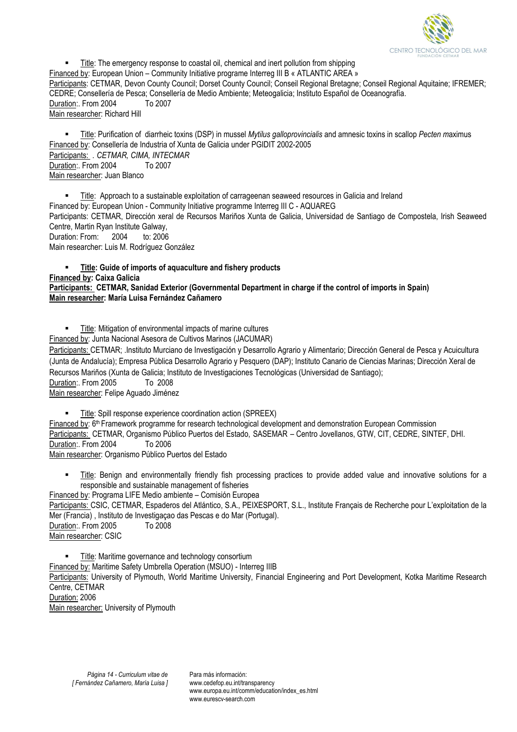- Title: The emergency response to coastal oil, chemical and inert pollution from shipping

Financed by: European Union – Community Initiative programe Interreg III B « ATLANTIC AREA »
Participants: CETMAR, Devon County Council; Dorset County Council; Conseil Regional Bretagne; Conseil Regional Aquitaine; IFREMER; CEDRE; Consellería de Pesca; Consellería de Medio Ambiente; Meteogalicia; Instituto Español de Oceanografía.
Duration:. From 2004 To 2007
Main researcher: Richard Hill

- Title: Purification of diarrheic toxins (DSP) in mussel *Mytilus galloprovincialis* and amnesic toxins in scallop *Pecten ma*ximus

Financed by: Consellería de Industria of Xunta de Galicia under PGIDIT 2002-2005
Participants: . *CETMAR, CIMA, INTECMAR*
Duration:. From 2004 To 2007
Main researcher: Juan Blanco

- Title: Approach to a sustainable exploitation of carrageenan seaweed resources in Galicia and Ireland

Financed by: European Union - Community Initiative programme Interreg III C - AQUAREG
Participants: CETMAR, Dirección xeral de Recursos Mariños Xunta de Galicia, Universidad de Santiago de Compostela, Irish Seaweed Centre, Martin Ryan Institute Galway,
Duration: From: 2004 to: 2006
Main researcher: Luis M. Rodríguez González

- **Title: Guide of imports of aquaculture and fishery products**

**Financed by: Caixa Galicia**
**Participants: CETMAR, Sanidad Exterior (Governmental Department in charge if the control of imports in Spain)**
**Main researcher: María Luisa Fernández Cañamero**

- Title: Mitigation of environmental impacts of marine cultures

Financed by: Junta Nacional Asesora de Cultivos Marinos (JACUMAR)
Participants: CETMAR; .Instituto Murciano de Investigación y Desarrollo Agrario y Alimentario; Dirección General de Pesca y Acuicultura (Junta de Andalucía); Empresa Pública Desarrollo Agrario y Pesquero (DAP); Instituto Canario de Ciencias Marinas; Dirección Xeral de Recursos Mariños (Xunta de Galicia; Instituto de Investigaciones Tecnológicas (Universidad de Santiago);
Duration:. From 2005 To 2008
Main researcher: Felipe Aguado Jiménez

- Title: Spill response experience coordination action (SPREEX)

Financed by: 6th Framework programme for research technological development and demonstration European Commission
Participants: CETMAR, Organismo Público Puertos del Estado, SASEMAR – Centro Jovellanos, GTW, CIT, CEDRE, SINTEF, DHI.
Duration:. From 2004 To 2006
Main researcher: Organismo Público Puertos del Estado

- Title: Benign and environmentally friendly fish processing practices to provide added value and innovative solutions for a responsible and sustainable management of fisheries

Financed by: Programa LIFE Medio ambiente – Comisión Europea
Participants: CSIC, CETMAR, Espaderos del Atlántico, S.A., PEIXESPORT, S.L., Institute Français de Recherche pour L'exploitation de la Mer (Francia) , Instituto de Investigaçao das Pescas e do Mar (Portugal).
Duration:. From 2005 To 2008
Main researcher: CSIC

- Títle: Maritime governance and technology consortium

Financed by: Maritime Safety Umbrella Operation (MSUO) - Interreg IIIB
Participants: University of Plymouth, World Maritime University, Financial Engineering and Port Development, Kotka Maritime Research Centre, CETMAR
Duration: 2006
Main researcher: University of Plymouth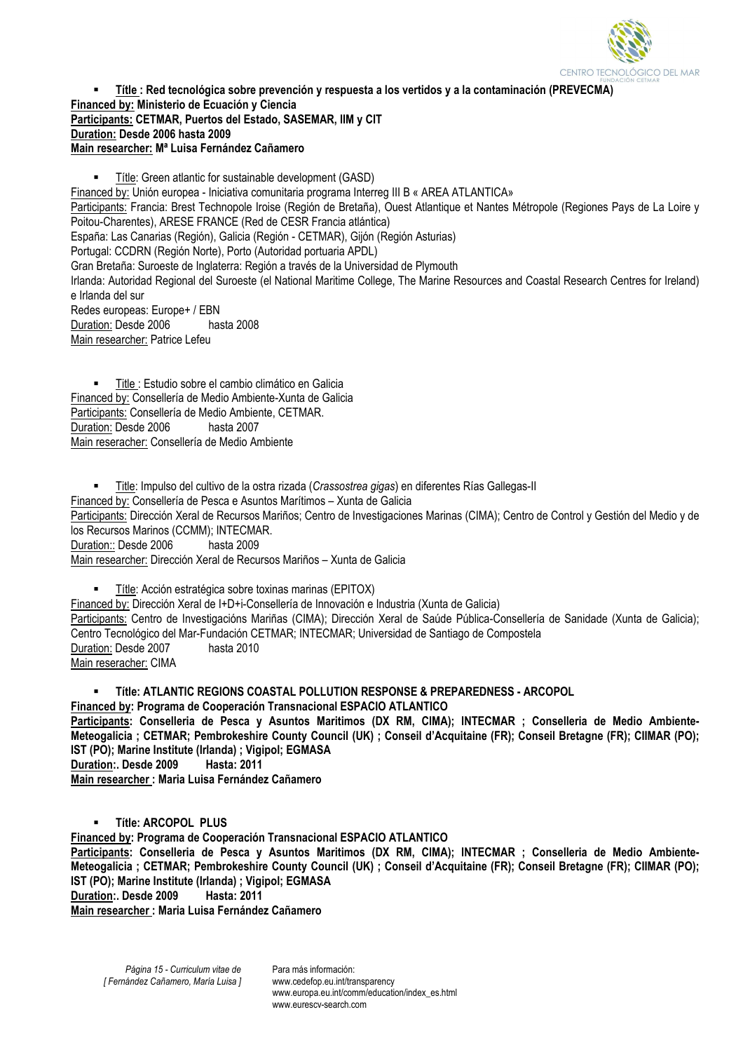- **Títle : Red tecnológica sobre prevención y respuesta a los vertidos y a la contaminación (PREVECMA)**

**Financed by: Ministerio de Ecuación y Ciencia**
**Participants: CETMAR, Puertos del Estado, SASEMAR, IIM y CIT**
**Duration: Desde 2006 hasta 2009**
**Main researcher: Mª Luisa Fernández Cañamero**

- Títle: Green atlantic for sustainable development (GASD)

Financed by: Unión europea - Iniciativa comunitaria programa Interreg III B « AREA ATLANTICA»
Participants: Francia: Brest Technopole Iroise (Región de Bretaña), Ouest Atlantique et Nantes Métropole (Regiones Pays de La Loire y Poitou-Charentes), ARESE FRANCE (Red de CESR Francia atlántica)
España: Las Canarias (Región), Galicia (Región - CETMAR), Gijón (Región Asturias)
Portugal: CCDRN (Región Norte), Porto (Autoridad portuaria APDL)
Gran Bretaña: Suroeste de Inglaterra: Región a través de la Universidad de Plymouth
Irlanda: Autoridad Regional del Suroeste (el National Maritime College, The Marine Resources and Coastal Research Centres for Ireland) e Irlanda del sur
Redes europeas: Europe+ / EBN
Duration: Desde 2006 hasta 2008
Main researcher: Patrice Lefeu

- Title : Estudio sobre el cambio climático en Galicia

Financed by: Consellería de Medio Ambiente-Xunta de Galicia
Participants: Consellería de Medio Ambiente, CETMAR.
Duration: Desde 2006 hasta 2007
Main reseracher: Consellería de Medio Ambiente

- Title: Impulso del cultivo de la ostra rizada (*Crassostrea gigas*) en diferentes Rías Gallegas-II

Financed by: Consellería de Pesca e Asuntos Marítimos – Xunta de Galicia
Participants: Dirección Xeral de Recursos Mariños; Centro de Investigaciones Marinas (CIMA); Centro de Control y Gestión del Medio y de los Recursos Marinos (CCMM); INTECMAR.
Duration:: Desde 2006 hasta 2009
Main researcher: Dirección Xeral de Recursos Mariños – Xunta de Galicia

- Títle: Acción estratégica sobre toxinas marinas (EPITOX)

Financed by: Dirección Xeral de I+D+i-Consellería de Innovación e Industria (Xunta de Galicia)
Participants: Centro de Investigacións Mariñas (CIMA); Dirección Xeral de Saúde Pública-Consellería de Sanidade (Xunta de Galicia); Centro Tecnológico del Mar-Fundación CETMAR; INTECMAR; Universidad de Santiago de Compostela
Duration: Desde 2007 hasta 2010
Main reseracher: CIMA

- **Títle: ATLANTIC REGIONS COASTAL POLLUTION RESPONSE & PREPAREDNESS - ARCOPOL**

**Financed by: Programa de Cooperación Transnacional ESPACIO ATLANTICO**
**Participants: Conselleria de Pesca y Asuntos Maritimos (DX RM, CIMA); INTECMAR ; Conselleria de Medio Ambiente-Meteogalicia ; CETMAR; Pembrokeshire County Council (UK) ; Conseil d'Acquitaine (FR); Conseil Bretagne (FR); CIIMAR (PO); IST (PO); Marine Institute (Irlanda) ; Vigipol; EGMASA**
**Duration:. Desde 2009 Hasta: 2011**
**Main researcher : Maria Luisa Fernández Cañamero**

- **Títle: ARCOPOL PLUS**

**Financed by: Programa de Cooperación Transnacional ESPACIO ATLANTICO**
**Participants: Conselleria de Pesca y Asuntos Maritimos (DX RM, CIMA); INTECMAR ; Conselleria de Medio Ambiente-Meteogalicia ; CETMAR; Pembrokeshire County Council (UK) ; Conseil d'Acquitaine (FR); Conseil Bretagne (FR); CIIMAR (PO); IST (PO); Marine Institute (Irlanda) ; Vigipol; EGMASA**
**Duration:. Desde 2009 Hasta: 2011**
**Main researcher : Maria Luisa Fernández Cañamero**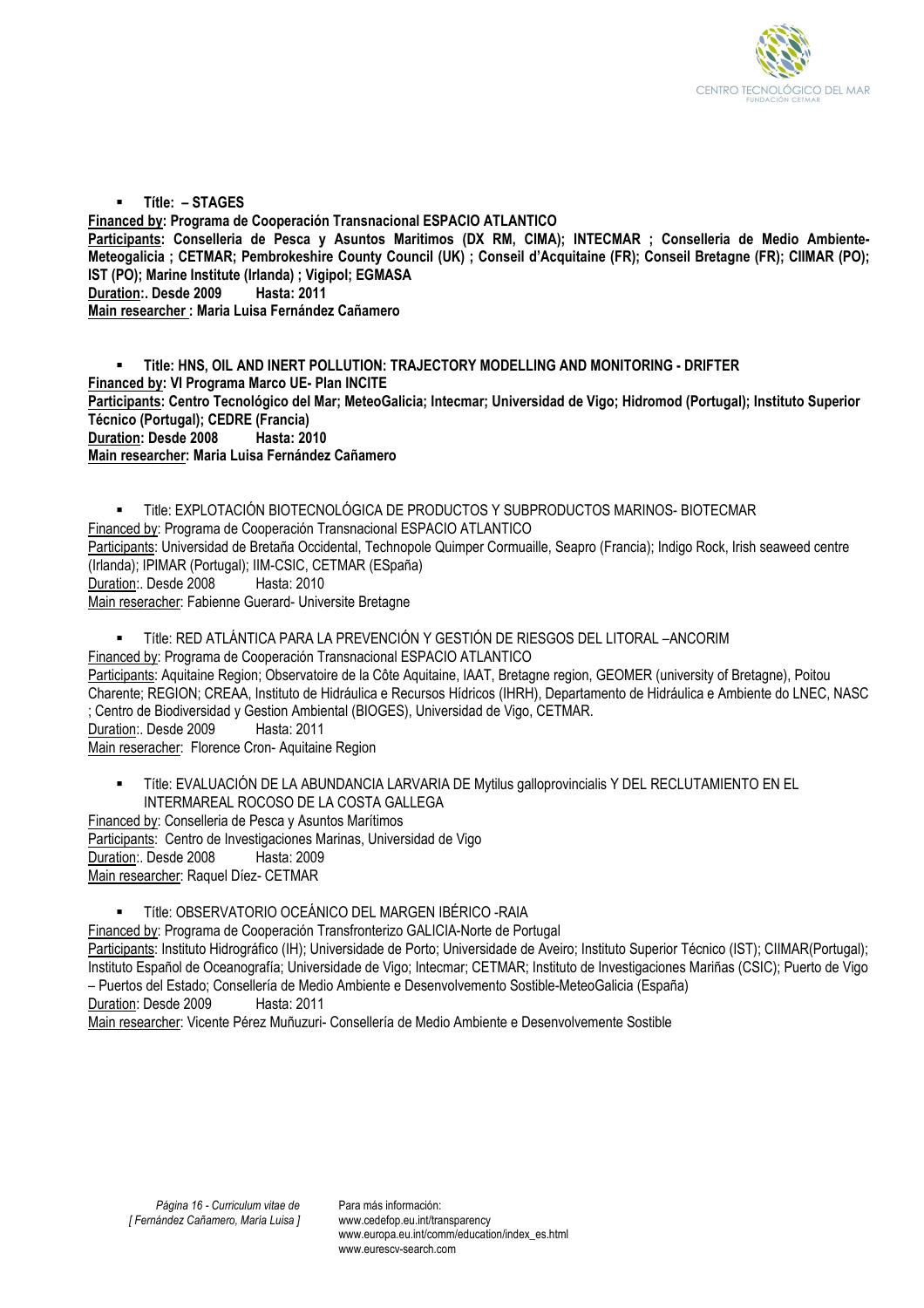- **Títle: – STAGES**

**Financed by: Programa de Cooperación Transnacional ESPACIO ATLANTICO**
**Participants: Conselleria de Pesca y Asuntos Maritimos (DX RM, CIMA); INTECMAR ; Conselleria de Medio Ambiente-Meteogalicia ; CETMAR; Pembrokeshire County Council (UK) ; Conseil d'Acquitaine (FR); Conseil Bretagne (FR); CIIMAR (PO); IST (PO); Marine Institute (Irlanda) ; Vigipol; EGMASA**
**Duration:. Desde 2009 Hasta: 2011**
**Main researcher : Maria Luisa Fernández Cañamero**

- **Title: HNS, OIL AND INERT POLLUTION: TRAJECTORY MODELLING AND MONITORING - DRIFTER**

**Financed by: VI Programa Marco UE- Plan INCITE**
**Participants: Centro Tecnológico del Mar; MeteoGalicia; Intecmar; Universidad de Vigo; Hidromod (Portugal); Instituto Superior Técnico (Portugal); CEDRE (Francia)**
**Duration: Desde 2008 Hasta: 2010**
**Main researcher: Maria Luisa Fernández Cañamero**

- Title: EXPLOTACIÓN BIOTECNOLÓGICA DE PRODUCTOS Y SUBPRODUCTOS MARINOS- BIOTECMAR

Financed by: Programa de Cooperación Transnacional ESPACIO ATLANTICO
Participants: Universidad de Bretaña Occidental, Technopole Quimper Cormuaille, Seapro (Francia); Indigo Rock, Irish seaweed centre (Irlanda); IPIMAR (Portugal); IIM-CSIC, CETMAR (ESpaña)
Duration:. Desde 2008 Hasta: 2010
Main reseracher: Fabienne Guerard- Universite Bretagne

- Títle: RED ATLÁNTICA PARA LA PREVENCIÓN Y GESTIÓN DE RIESGOS DEL LITORAL –ANCORIM

Financed by: Programa de Cooperación Transnacional ESPACIO ATLANTICO
Participants: Aquitaine Region; Observatoire de la Côte Aquitaine, IAAT, Bretagne region, GEOMER (university of Bretagne), Poitou Charente; REGION; CREAA, Instituto de Hidráulica e Recursos Hídricos (IHRH), Departamento de Hidráulica e Ambiente do LNEC, NASC ; Centro de Biodiversidad y Gestion Ambiental (BIOGES), Universidad de Vigo, CETMAR.
Duration:. Desde 2009 Hasta: 2011
Main reseracher: Florence Cron- Aquitaine Region

- Títle: EVALUACIÓN DE LA ABUNDANCIA LARVARIA DE Mytilus galloprovincialis Y DEL RECLUTAMIENTO EN EL INTERMAREAL ROCOSO DE LA COSTA GALLEGA

Financed by: Conselleria de Pesca y Asuntos Marítimos
Participants: Centro de Investigaciones Marinas, Universidad de Vigo
Duration:. Desde 2008 Hasta: 2009
Main researcher: Raquel Díez- CETMAR

- Títle: OBSERVATORIO OCEÁNICO DEL MARGEN IBÉRICO -RAIA

Financed by: Programa de Cooperación Transfronterizo GALICIA-Norte de Portugal
Participants: Instituto Hidrográfico (IH); Universidade de Porto; Universidade de Aveiro; Instituto Superior Técnico (IST); CIIMAR(Portugal); Instituto Español de Oceanografía; Universidade de Vigo; Intecmar; CETMAR; Instituto de Investigaciones Mariñas (CSIC); Puerto de Vigo – Puertos del Estado; Consellería de Medio Ambiente e Desenvolvemento Sostible-MeteoGalicia (España)
Duration: Desde 2009 Hasta: 2011
Main researcher: Vicente Pérez Muñuzuri- Consellería de Medio Ambiente e Desenvolvemente Sostible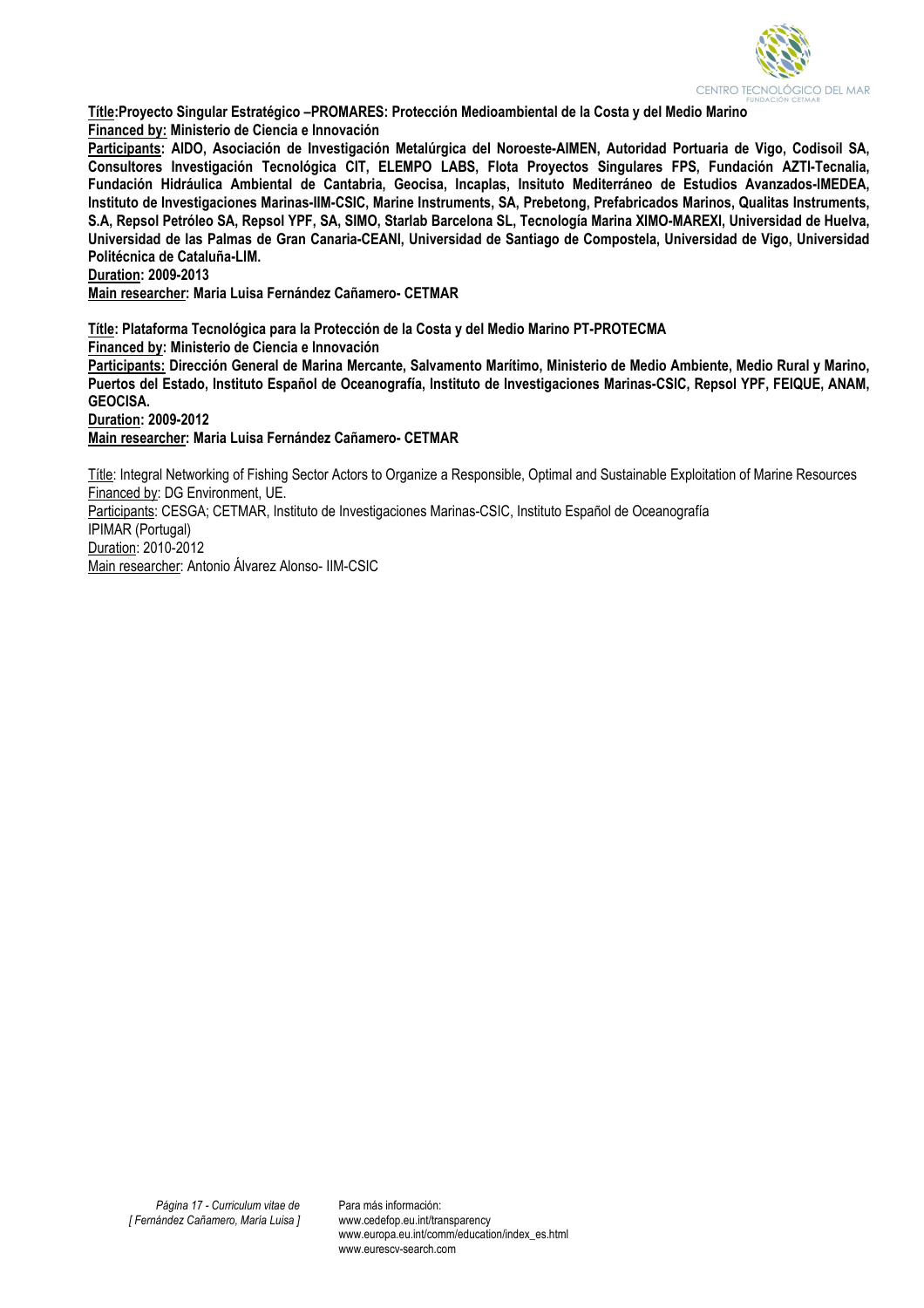**<u>Títle</u>:Proyecto Singular Estratégico –PROMARES: Protección Medioambiental de la Costa y del Medio Marino**
**<u>Financed by:</u> Ministerio de Ciencia e Innovación**
**<u>Participants</u>: AIDO, Asociación de Investigación Metalúrgica del Noroeste-AIMEN, Autoridad Portuaria de Vigo, Codisoil SA, Consultores Investigación Tecnológica CIT, ELEMPO LABS, Flota Proyectos Singulares FPS, Fundación AZTI-Tecnalia, Fundación Hidráulica Ambiental de Cantabria, Geocisa, Incaplas, Insituto Mediterráneo de Estudios Avanzados-IMEDEA, Instituto de Investigaciones Marinas-IIM-CSIC, Marine Instruments, SA, Prebetong, Prefabricados Marinos, Qualitas Instruments, S.A, Repsol Petróleo SA, Repsol YPF, SA, SIMO, Starlab Barcelona SL, Tecnología Marina XIMO-MAREXI, Universidad de Huelva, Universidad de las Palmas de Gran Canaria-CEANI, Universidad de Santiago de Compostela, Universidad de Vigo, Universidad Politécnica de Cataluña-LIM.**
**<u>Duration</u>: 2009-2013**
**<u>Main researcher</u>: Maria Luisa Fernández Cañamero- CETMAR**

**<u>Títle</u>: Plataforma Tecnológica para la Protección de la Costa y del Medio Marino PT-PROTECMA**
**<u>Financed by</u>: Ministerio de Ciencia e Innovación**
**<u>Participants:</u> Dirección General de Marina Mercante, Salvamento Marítimo, Ministerio de Medio Ambiente, Medio Rural y Marino, Puertos del Estado, Instituto Español de Oceanografía, Instituto de Investigaciones Marinas-CSIC, Repsol YPF, FEIQUE, ANAM, GEOCISA.**
**<u>Duration</u>: 2009-2012**
**<u>Main researcher</u>: Maria Luisa Fernández Cañamero- CETMAR**

<u>Títle</u>: Integral Networking of Fishing Sector Actors to Organize a Responsible, Optimal and Sustainable Exploitation of Marine Resources
<u>Financed by</u>: DG Environment, UE.
<u>Participants</u>: CESGA; CETMAR, Instituto de Investigaciones Marinas-CSIC, Instituto Español de Oceanografía
IPIMAR (Portugal)
<u>Duration</u>: 2010-2012
<u>Main researcher</u>: Antonio Álvarez Alonso- IIM-CSIC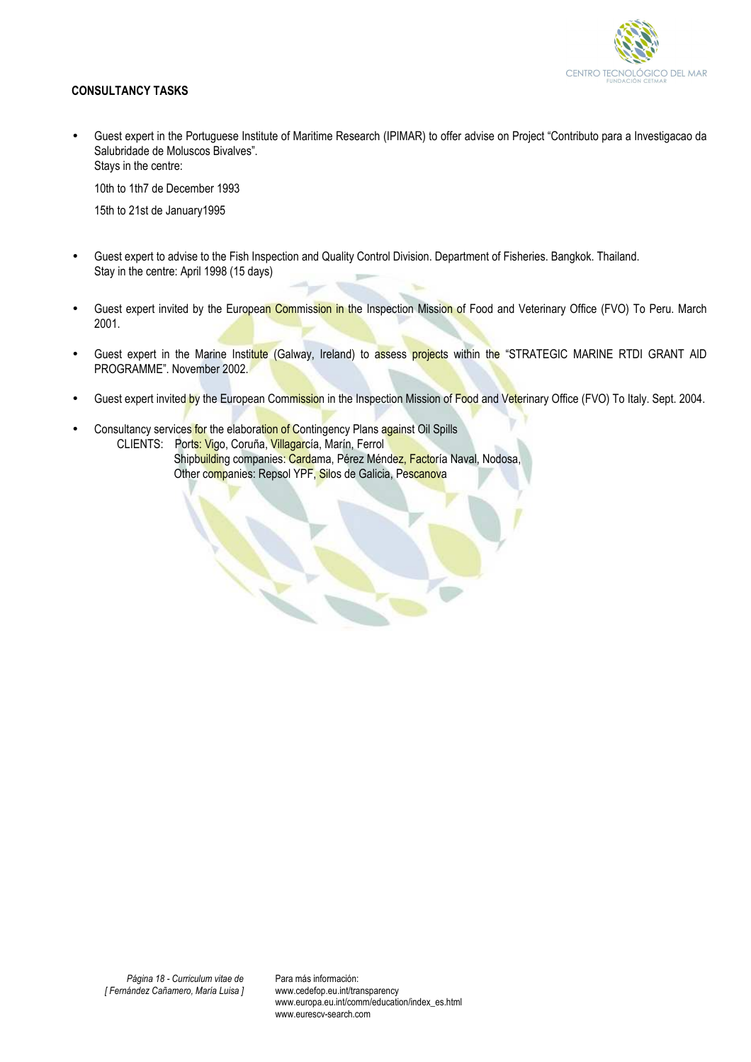**CONSULTANCY TASKS**

- Guest expert in the Portuguese Institute of Maritime Research (IPIMAR) to offer advise on Project "Contributo para a Investigacao da Salubridade de Moluscos Bivalves".
  Stays in the centre:

  10th to 1th7 de December 1993

  15th to 21st de January1995

- Guest expert to advise to the Fish Inspection and Quality Control Division. Department of Fisheries. Bangkok. Thailand.
  Stay in the centre: April 1998 (15 days)

- Guest expert invited by the European Commission in the Inspection Mission of Food and Veterinary Office (FVO) To Peru. March 2001.

- Guest expert in the Marine Institute (Galway, Ireland) to assess projects within the "STRATEGIC MARINE RTDI GRANT AID PROGRAMME". November 2002.

- Guest expert invited by the European Commission in the Inspection Mission of Food and Veterinary Office (FVO) To Italy. Sept. 2004.

- Consultancy services for the elaboration of Contingency Plans against Oil Spills
  CLIENTS: Ports: Vigo, Coruña, Villagarcía, Marín, Ferrol
  Shipbuilding companies: Cardama, Pérez Méndez, Factoría Naval, Nodosa,
  Other companies: Repsol YPF, Silos de Galicia, Pescanova